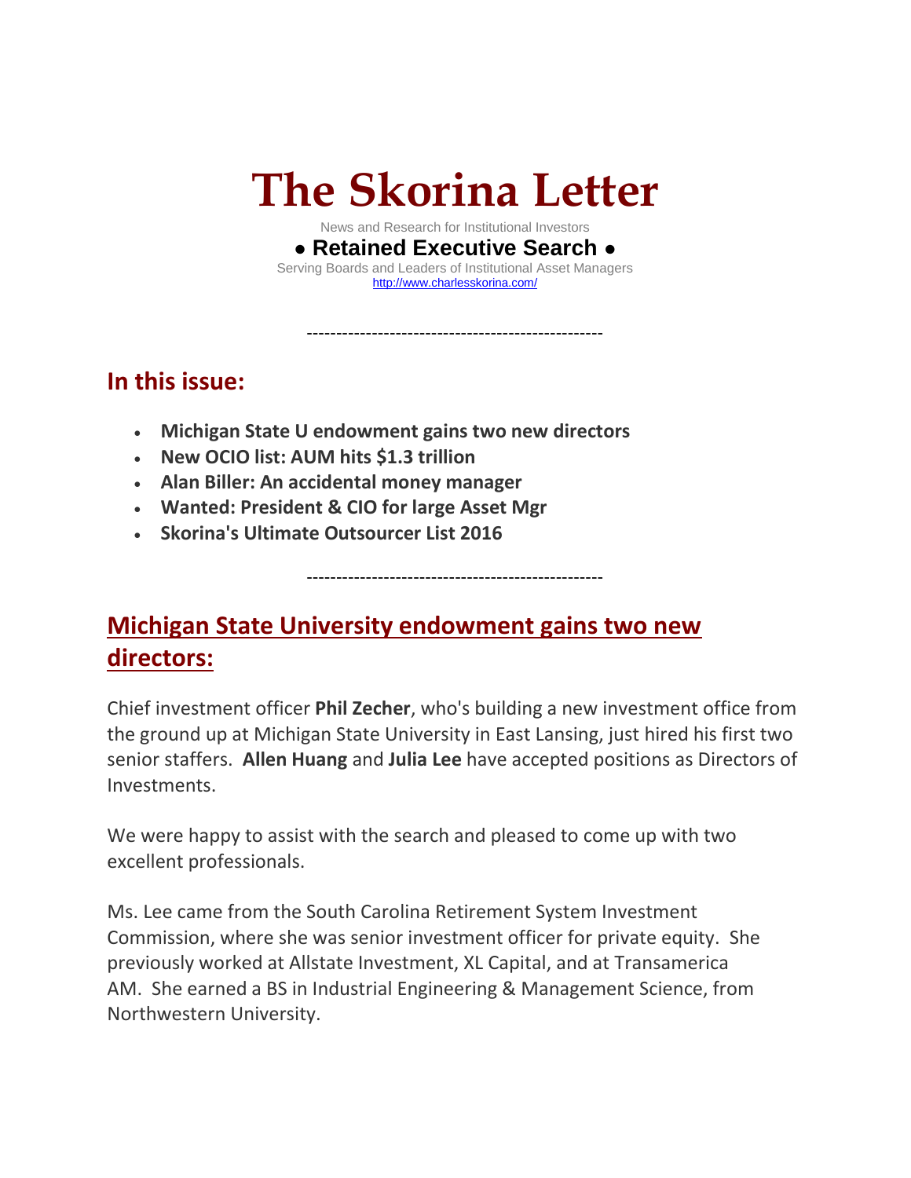# The Skorina Letter

News and Research for Institutional Investors

**● Retained Executive Search ●**

Serving Boards and Leaders of Institutional Asset Managers

http://www.charlesskorina.com/

-------------------------------------------------

## In this issue:

- **Michigan State U endowment gains two new directors**
- **New OCIO list: AUM hits $1.3 trillion**
- **Alan Biller: An accidental money manager**
- **Wanted: President & CIO for large Asset Mgr**
- **Skorina's Ultimate Outsourcer List 2016**

-------------------------------------------------

## Michigan State University endowment gains two new directors:

Chief investment officer **Phil Zecher**, who's building a new investment office from the ground up at Michigan State University in East Lansing, just hired his first two senior staffers. **Allen Huang** and **Julia Lee** have accepted positions as Directors of Investments.

We were happy to assist with the search and pleased to come up with two excellent professionals.

Ms. Lee came from the South Carolina Retirement System Investment Commission, where she was senior investment officer for private equity. She previously worked at Allstate Investment, XL Capital, and at Transamerica AM. She earned a BS in Industrial Engineering & Management Science, from Northwestern University.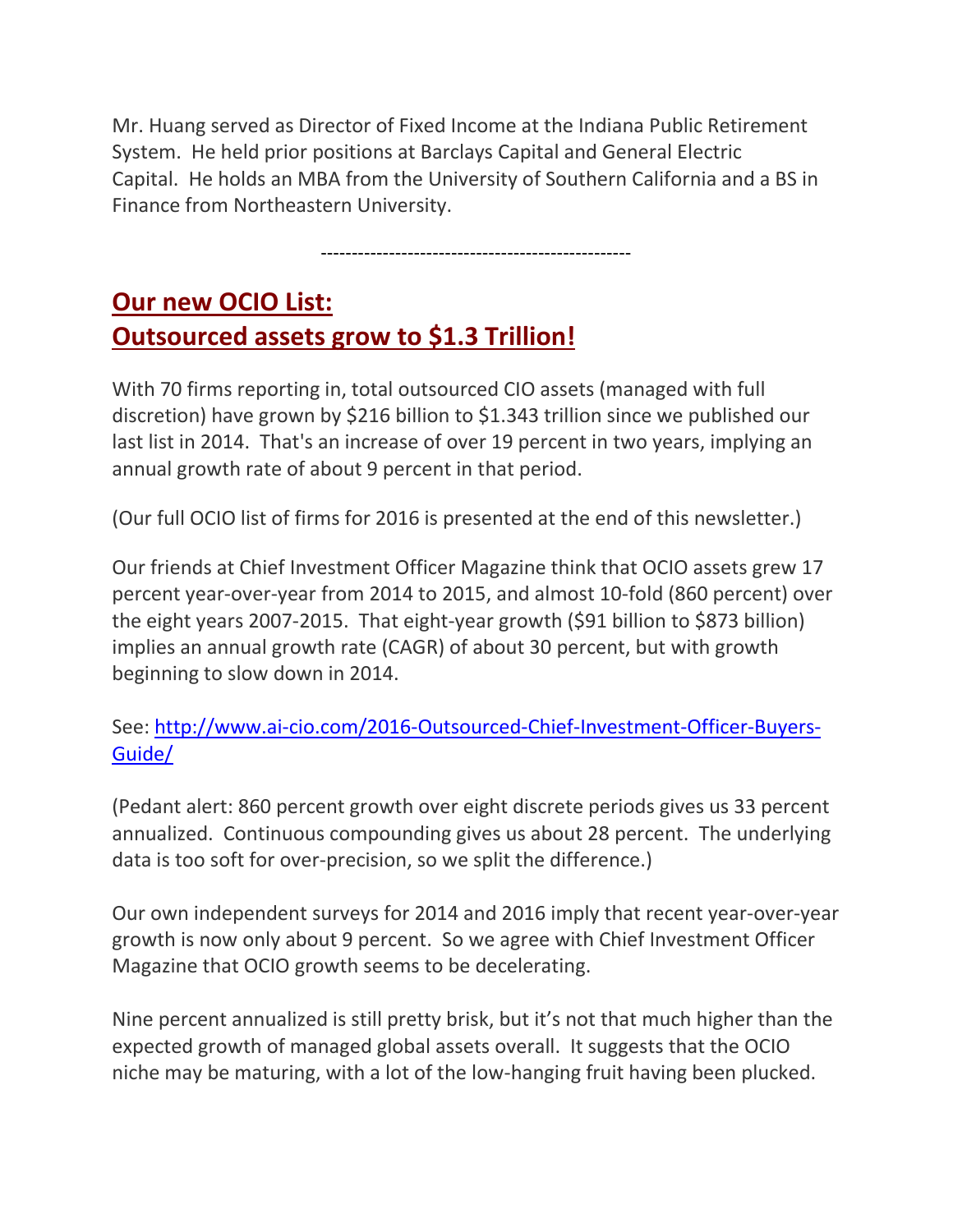Mr. Huang served as Director of Fixed Income at the Indiana Public Retirement System. He held prior positions at Barclays Capital and General Electric Capital. He holds an MBA from the University of Southern California and a BS in Finance from Northeastern University.

-------------------------------------------------

## Our new OCIO List: Outsourced assets grow to $1.3 Trillion!

With 70 firms reporting in, total outsourced CIO assets (managed with full discretion) have grown by $216 billion to $1.343 trillion since we published our last list in 2014. That's an increase of over 19 percent in two years, implying an annual growth rate of about 9 percent in that period.

(Our full OCIO list of firms for 2016 is presented at the end of this newsletter.)

Our friends at Chief Investment Officer Magazine think that OCIO assets grew 17 percent year-over-year from 2014 to 2015, and almost 10-fold (860 percent) over the eight years 2007-2015. That eight-year growth ($91 billion to $873 billion) implies an annual growth rate (CAGR) of about 30 percent, but with growth beginning to slow down in 2014.

See: [http://www.ai-cio.com/2016-Outsourced-Chief-Investment-Officer-Buyers-Guide/](http://www.ai-cio.com/2016-Outsourced-Chief-Investment-Officer-Buyers-Guide/)

(Pedant alert: 860 percent growth over eight discrete periods gives us 33 percent annualized. Continuous compounding gives us about 28 percent. The underlying data is too soft for over-precision, so we split the difference.)

Our own independent surveys for 2014 and 2016 imply that recent year-over-year growth is now only about 9 percent. So we agree with Chief Investment Officer Magazine that OCIO growth seems to be decelerating.

Nine percent annualized is still pretty brisk, but it's not that much higher than the expected growth of managed global assets overall. It suggests that the OCIO niche may be maturing, with a lot of the low-hanging fruit having been plucked.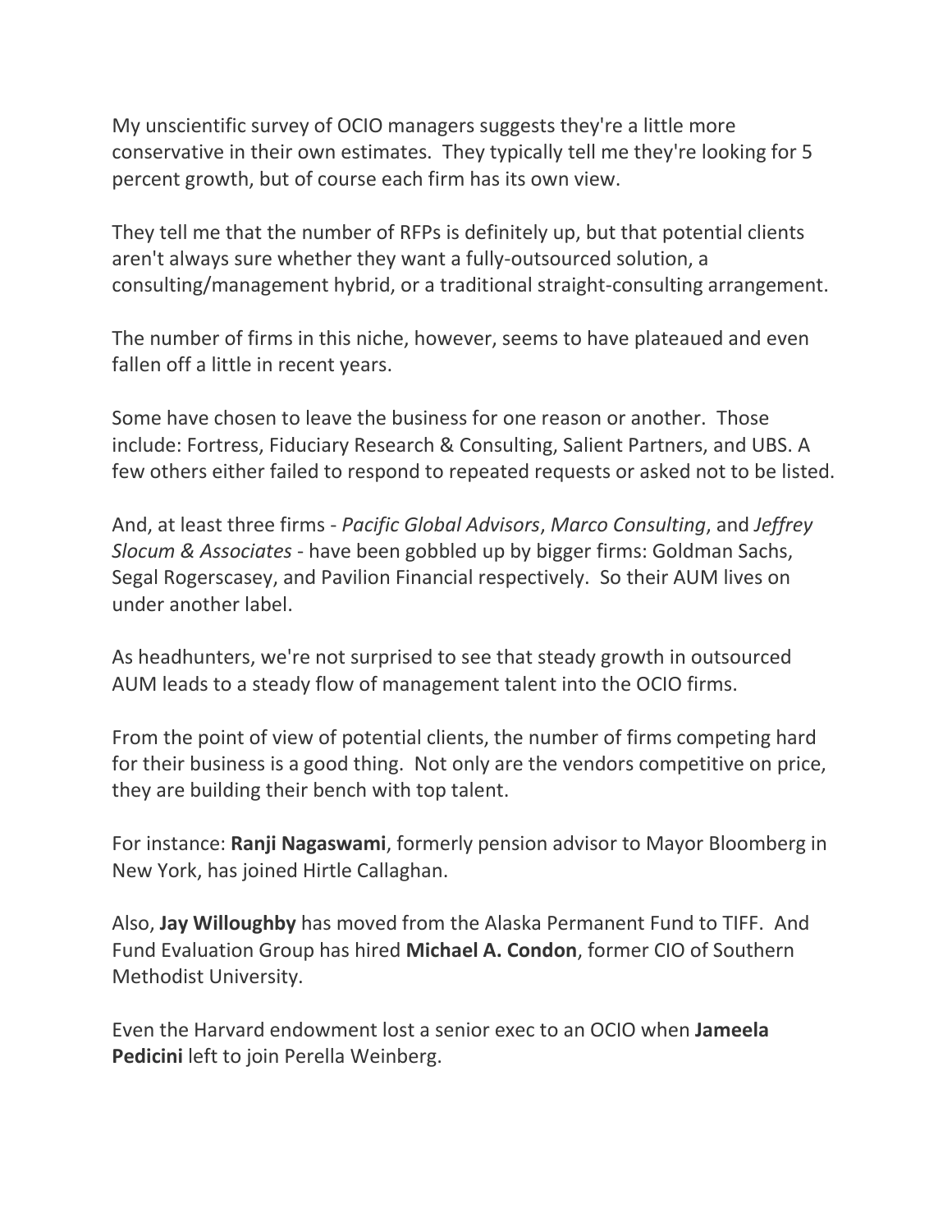My unscientific survey of OCIO managers suggests they're a little more conservative in their own estimates. They typically tell me they're looking for 5 percent growth, but of course each firm has its own view.

They tell me that the number of RFPs is definitely up, but that potential clients aren't always sure whether they want a fully-outsourced solution, a consulting/management hybrid, or a traditional straight-consulting arrangement.

The number of firms in this niche, however, seems to have plateaued and even fallen off a little in recent years.

Some have chosen to leave the business for one reason or another. Those include: Fortress, Fiduciary Research & Consulting, Salient Partners, and UBS. A few others either failed to respond to repeated requests or asked not to be listed.

And, at least three firms - *Pacific Global Advisors*, *Marco Consulting*, and *Jeffrey Slocum & Associates* - have been gobbled up by bigger firms: Goldman Sachs, Segal Rogerscasey, and Pavilion Financial respectively. So their AUM lives on under another label.

As headhunters, we're not surprised to see that steady growth in outsourced AUM leads to a steady flow of management talent into the OCIO firms.

From the point of view of potential clients, the number of firms competing hard for their business is a good thing. Not only are the vendors competitive on price, they are building their bench with top talent.

For instance: **Ranji Nagaswami**, formerly pension advisor to Mayor Bloomberg in New York, has joined Hirtle Callaghan.

Also, **Jay Willoughby** has moved from the Alaska Permanent Fund to TIFF. And Fund Evaluation Group has hired **Michael A. Condon**, former CIO of Southern Methodist University.

Even the Harvard endowment lost a senior exec to an OCIO when **Jameela Pedicini** left to join Perella Weinberg.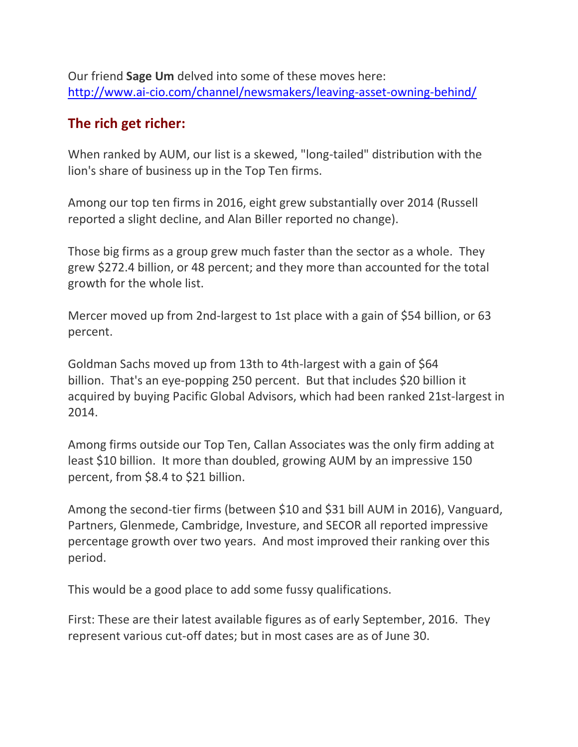Our friend **Sage Um** delved into some of these moves here: http://www.ai-cio.com/channel/newsmakers/leaving-asset-owning-behind/

## The rich get richer:

When ranked by AUM, our list is a skewed, "long-tailed" distribution with the lion's share of business up in the Top Ten firms.

Among our top ten firms in 2016, eight grew substantially over 2014 (Russell reported a slight decline, and Alan Biller reported no change).

Those big firms as a group grew much faster than the sector as a whole. They grew $272.4 billion, or 48 percent; and they more than accounted for the total growth for the whole list.

Mercer moved up from 2nd-largest to 1st place with a gain of $54 billion, or 63 percent.

Goldman Sachs moved up from 13th to 4th-largest with a gain of $64 billion. That's an eye-popping 250 percent. But that includes $20 billion it acquired by buying Pacific Global Advisors, which had been ranked 21st-largest in 2014.

Among firms outside our Top Ten, Callan Associates was the only firm adding at least $10 billion. It more than doubled, growing AUM by an impressive 150 percent, from $8.4 to $21 billion.

Among the second-tier firms (between $10 and $31 bill AUM in 2016), Vanguard, Partners, Glenmede, Cambridge, Investure, and SECOR all reported impressive percentage growth over two years. And most improved their ranking over this period.

This would be a good place to add some fussy qualifications.

First: These are their latest available figures as of early September, 2016. They represent various cut-off dates; but in most cases are as of June 30.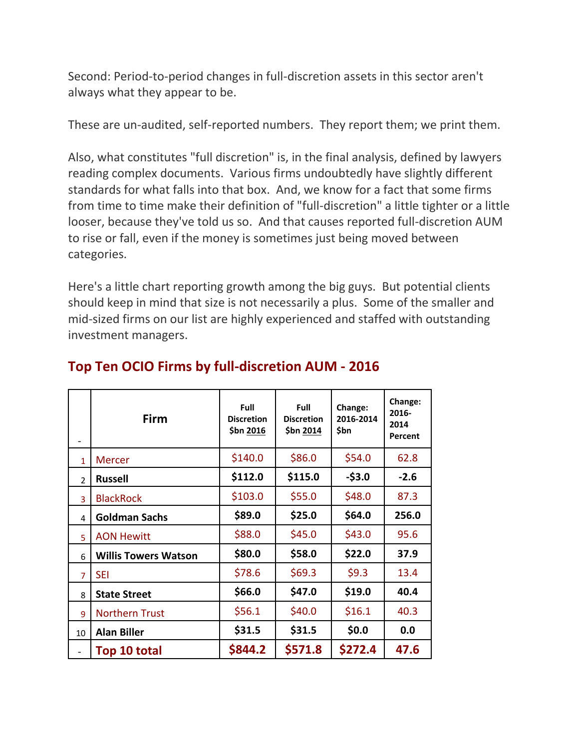Second: Period-to-period changes in full-discretion assets in this sector aren't always what they appear to be.

These are un-audited, self-reported numbers. They report them; we print them.

Also, what constitutes "full discretion" is, in the final analysis, defined by lawyers reading complex documents. Various firms undoubtedly have slightly different standards for what falls into that box. And, we know for a fact that some firms from time to time make their definition of "full-discretion" a little tighter or a little looser, because they've told us so. And that causes reported full-discretion AUM to rise or fall, even if the money is sometimes just being moved between categories.

Here's a little chart reporting growth among the big guys. But potential clients should keep in mind that size is not necessarily a plus. Some of the smaller and mid-sized firms on our list are highly experienced and staffed with outstanding investment managers.

## Top Ten OCIO Firms by full-discretion AUM - 2016

| - | Firm | Full Discretion $bn 2016 | Full Discretion $bn 2014 | Change: 2016-2014 $bn | Change: 2016-2014 Percent |
|---|---|---|---|---|---|
| 1 | Mercer | $140.0 | $86.0 | $54.0 | 62.8 |
| 2 | **Russell** | **$112.0** | **$115.0** | **-$3.0** | **-2.6** |
| 3 | BlackRock | $103.0 | $55.0 | $48.0 | 87.3 |
| 4 | **Goldman Sachs** | **$89.0** | **$25.0** | **$64.0** | **256.0** |
| 5 | AON Hewitt | $88.0 | $45.0 | $43.0 | 95.6 |
| 6 | **Willis Towers Watson** | **$80.0** | **$58.0** | **$22.0** | **37.9** |
| 7 | SEI | $78.6 | $69.3 | $9.3 | 13.4 |
| 8 | **State Street** | **$66.0** | **$47.0** | **$19.0** | **40.4** |
| 9 | Northern Trust | $56.1 | $40.0 | $16.1 | 40.3 |
| 10 | **Alan Biller** | **$31.5** | **$31.5** | **$0.0** | **0.0** |
| - | **Top 10 total** | **$844.2** | **$571.8** | **$272.4** | **47.6** |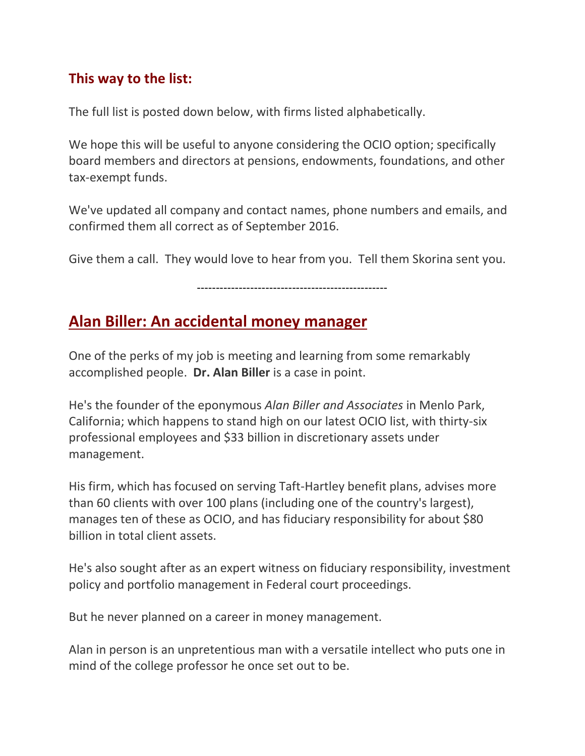## This way to the list:

The full list is posted down below, with firms listed alphabetically.

We hope this will be useful to anyone considering the OCIO option; specifically board members and directors at pensions, endowments, foundations, and other tax-exempt funds.

We've updated all company and contact names, phone numbers and emails, and confirmed them all correct as of September 2016.

Give them a call.  They would love to hear from you.  Tell them Skorina sent you.

--------------------------------------------------

## Alan Biller: An accidental money manager

One of the perks of my job is meeting and learning from some remarkably accomplished people.  **Dr. Alan Biller** is a case in point.

He's the founder of the eponymous *Alan Biller and Associates* in Menlo Park, California; which happens to stand high on our latest OCIO list, with thirty-six professional employees and $33 billion in discretionary assets under management.

His firm, which has focused on serving Taft-Hartley benefit plans, advises more than 60 clients with over 100 plans (including one of the country's largest), manages ten of these as OCIO, and has fiduciary responsibility for about $80 billion in total client assets.

He's also sought after as an expert witness on fiduciary responsibility, investment policy and portfolio management in Federal court proceedings.

But he never planned on a career in money management.

Alan in person is an unpretentious man with a versatile intellect who puts one in mind of the college professor he once set out to be.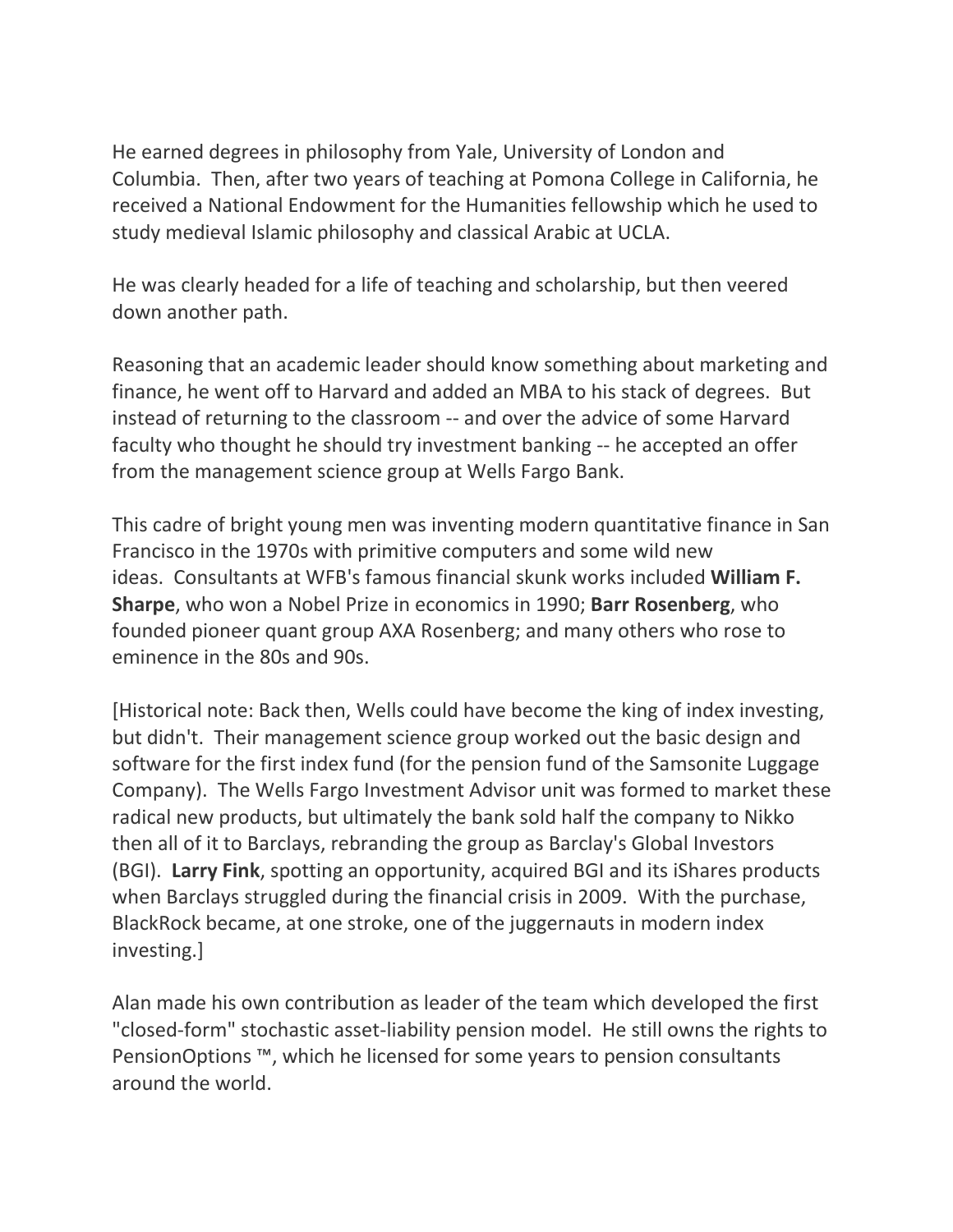He earned degrees in philosophy from Yale, University of London and Columbia. Then, after two years of teaching at Pomona College in California, he received a National Endowment for the Humanities fellowship which he used to study medieval Islamic philosophy and classical Arabic at UCLA.

He was clearly headed for a life of teaching and scholarship, but then veered down another path.

Reasoning that an academic leader should know something about marketing and finance, he went off to Harvard and added an MBA to his stack of degrees. But instead of returning to the classroom -- and over the advice of some Harvard faculty who thought he should try investment banking -- he accepted an offer from the management science group at Wells Fargo Bank.

This cadre of bright young men was inventing modern quantitative finance in San Francisco in the 1970s with primitive computers and some wild new ideas. Consultants at WFB's famous financial skunk works included **William F. Sharpe**, who won a Nobel Prize in economics in 1990; **Barr Rosenberg**, who founded pioneer quant group AXA Rosenberg; and many others who rose to eminence in the 80s and 90s.

[Historical note: Back then, Wells could have become the king of index investing, but didn't. Their management science group worked out the basic design and software for the first index fund (for the pension fund of the Samsonite Luggage Company). The Wells Fargo Investment Advisor unit was formed to market these radical new products, but ultimately the bank sold half the company to Nikko then all of it to Barclays, rebranding the group as Barclay's Global Investors (BGI). **Larry Fink**, spotting an opportunity, acquired BGI and its iShares products when Barclays struggled during the financial crisis in 2009. With the purchase, BlackRock became, at one stroke, one of the juggernauts in modern index investing.]

Alan made his own contribution as leader of the team which developed the first "closed-form" stochastic asset-liability pension model. He still owns the rights to PensionOptions ™, which he licensed for some years to pension consultants around the world.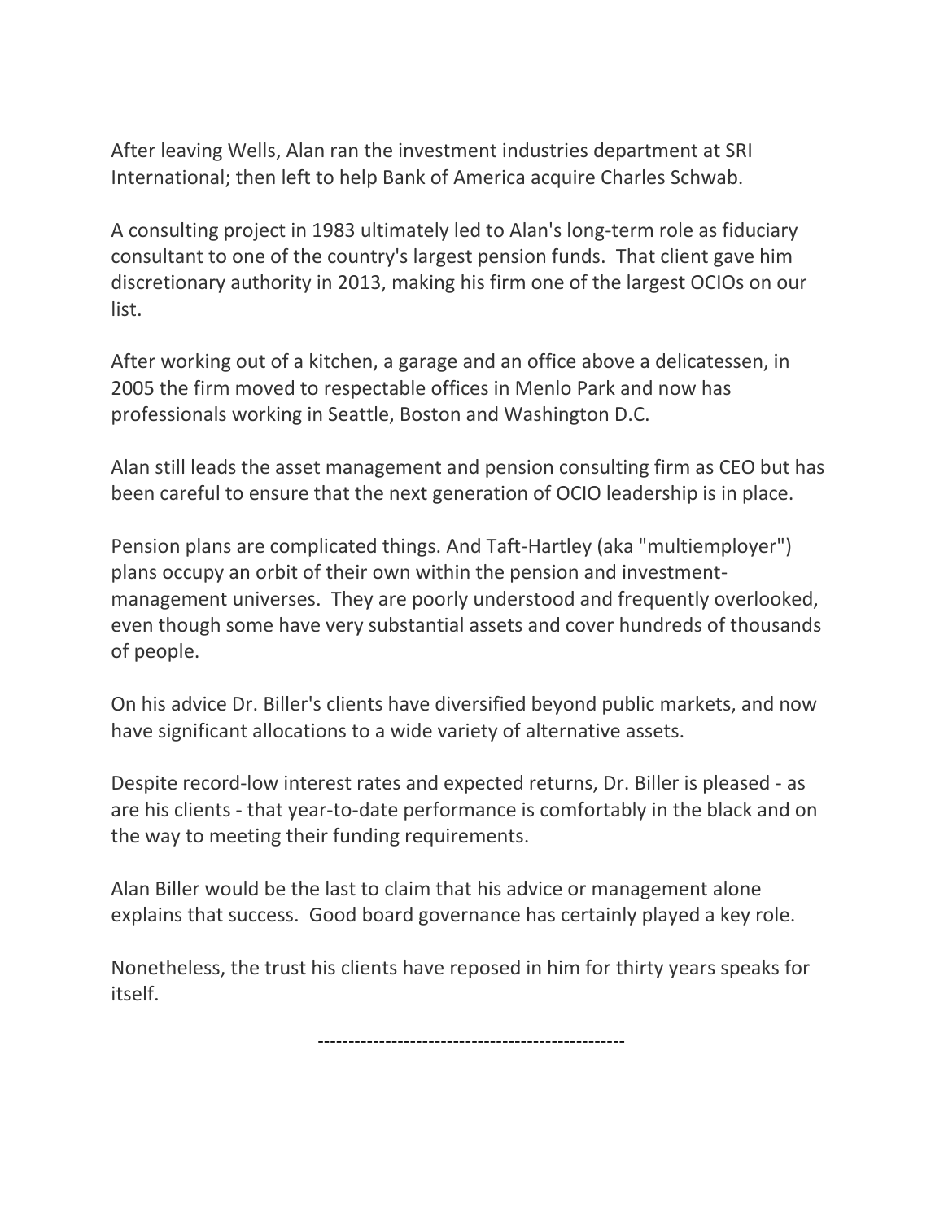After leaving Wells, Alan ran the investment industries department at SRI International; then left to help Bank of America acquire Charles Schwab.

A consulting project in 1983 ultimately led to Alan's long-term role as fiduciary consultant to one of the country's largest pension funds. That client gave him discretionary authority in 2013, making his firm one of the largest OCIOs on our list.

After working out of a kitchen, a garage and an office above a delicatessen, in 2005 the firm moved to respectable offices in Menlo Park and now has professionals working in Seattle, Boston and Washington D.C.

Alan still leads the asset management and pension consulting firm as CEO but has been careful to ensure that the next generation of OCIO leadership is in place.

Pension plans are complicated things. And Taft-Hartley (aka "multiemployer") plans occupy an orbit of their own within the pension and investment-management universes. They are poorly understood and frequently overlooked, even though some have very substantial assets and cover hundreds of thousands of people.

On his advice Dr. Biller's clients have diversified beyond public markets, and now have significant allocations to a wide variety of alternative assets.

Despite record-low interest rates and expected returns, Dr. Biller is pleased - as are his clients - that year-to-date performance is comfortably in the black and on the way to meeting their funding requirements.

Alan Biller would be the last to claim that his advice or management alone explains that success. Good board governance has certainly played a key role.

Nonetheless, the trust his clients have reposed in him for thirty years speaks for itself.

---------------------------------------------------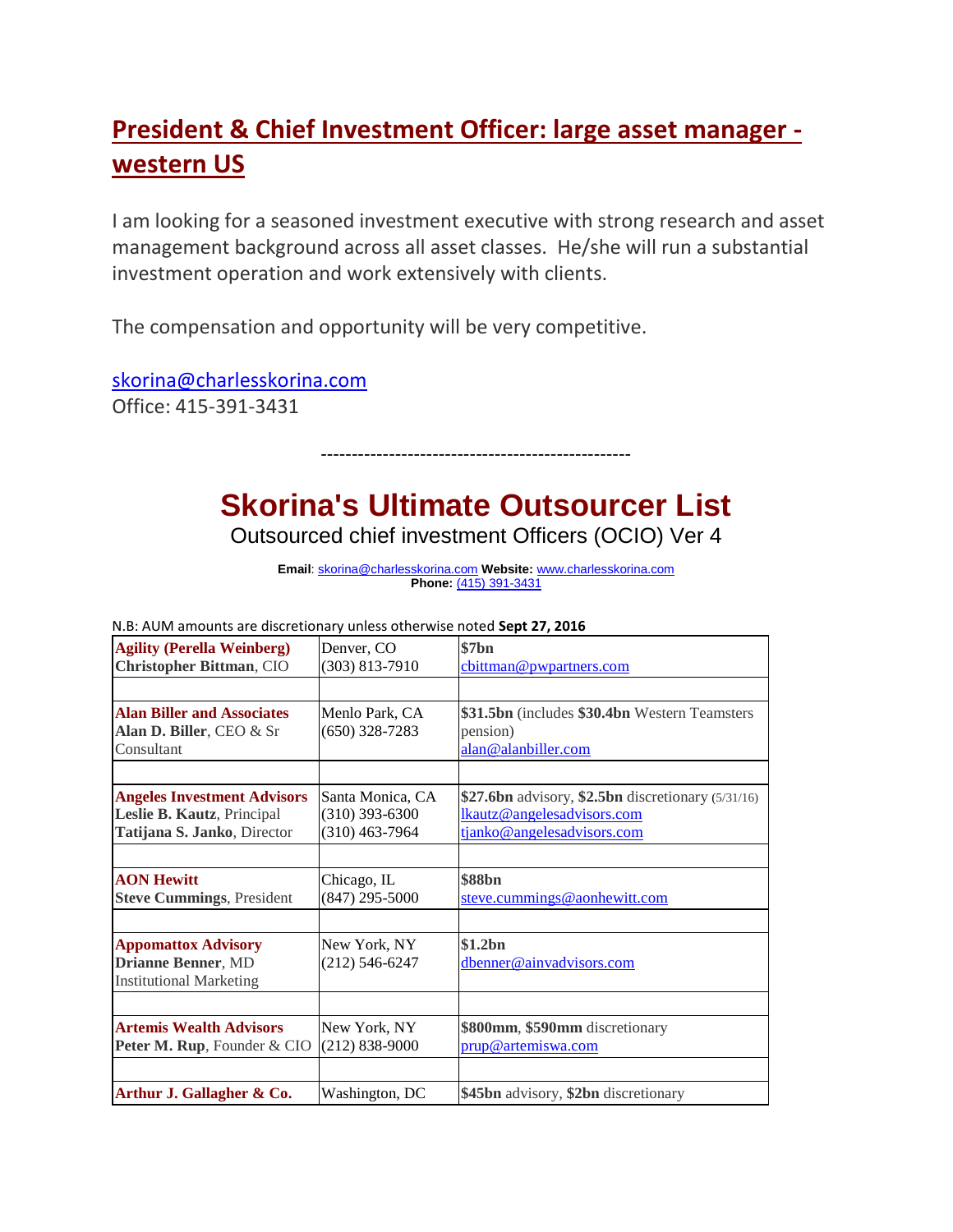## President & Chief Investment Officer: large asset manager - western US

I am looking for a seasoned investment executive with strong research and asset management background across all asset classes. He/she will run a substantial investment operation and work extensively with clients.

The compensation and opportunity will be very competitive.

skorina@charlesskorina.com
Office: 415-391-3431

-------------------------------------------------

# Skorina's Ultimate Outsourcer List

Outsourced chief investment Officers (OCIO) Ver 4

**Email**: skorina@charlesskorina.com **Website:** www.charlesskorina.com
**Phone:** (415) 391-3431

N.B: AUM amounts are discretionary unless otherwise noted **Sept 27, 2016**

| | | |
|---|---|---|
| **Agility (Perella Weinberg)**<br>**Christopher Bittman**, CIO | Denver, CO<br>(303) 813-7910 | **$7bn**<br>cbittman@pwpartners.com |
| | | |
| **Alan Biller and Associates**<br>**Alan D. Biller**, CEO & Sr Consultant | Menlo Park, CA<br>(650) 328-7283 | **$31.5bn** (includes **$30.4bn** Western Teamsters pension)<br>alan@alanbiller.com |
| | | |
| **Angeles Investment Advisors**<br>**Leslie B. Kautz**, Principal<br>**Tatijana S. Janko**, Director | Santa Monica, CA<br>(310) 393-6300<br>(310) 463-7964 | **$27.6bn** advisory, **$2.5bn** discretionary (5/31/16)<br>lkautz@angelesadvisors.com<br>tjanko@angelesadvisors.com |
| | | |
| **AON Hewitt**<br>**Steve Cummings**, President | Chicago, IL<br>(847) 295-5000 | **$88bn**<br>steve.cummings@aonhewitt.com |
| | | |
| **Appomattox Advisory**<br>**Drianne Benner**, MD Institutional Marketing | New York, NY<br>(212) 546-6247 | **$1.2bn**<br>dbenner@ainvadvisors.com |
| | | |
| **Artemis Wealth Advisors**<br>**Peter M. Rup**, Founder & CIO | New York, NY<br>(212) 838-9000 | **$800mm**, **$590mm** discretionary<br>prup@artemiswa.com |
| | | |
| **Arthur J. Gallagher & Co.** | Washington, DC | **$45bn** advisory, **$2bn** discretionary |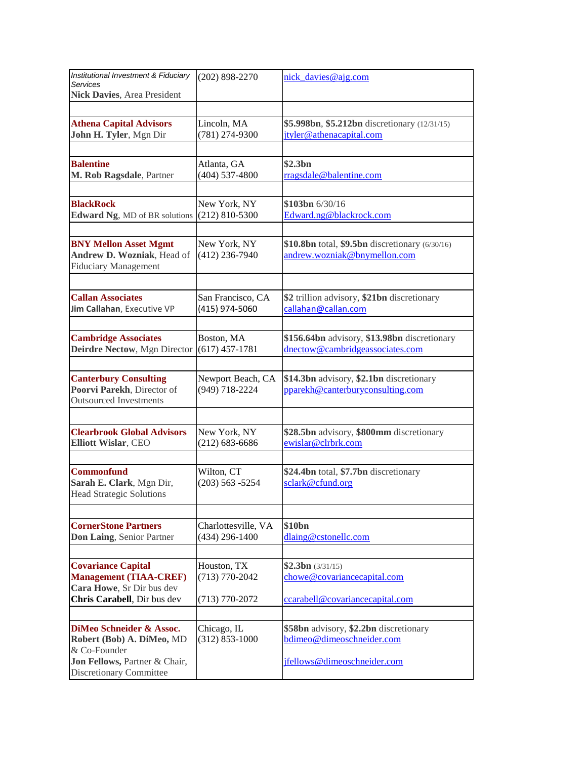| | | |
|---|---|---|
| *Institutional Investment & Fiduciary Services*<br>**Nick Davies**, Area President | (202) 898-2270 | nick_davies@ajg.com |
| | | |
| **Athena Capital Advisors**<br>**John H. Tyler**, Mgn Dir | Lincoln, MA<br>(781) 274-9300 | **$5.998bn**, **$5.212bn** discretionary (12/31/15)<br>jtyler@athenacapital.com |
| | | |
| **Balentine**<br>**M. Rob Ragsdale**, Partner | Atlanta, GA<br>(404) 537-4800 | **$2.3bn**<br>rragsdale@balentine.com |
| | | |
| **BlackRock**<br>**Edward Ng**, MD of BR solutions | New York, NY<br>(212) 810-5300 | **$103bn** 6/30/16<br>Edward.ng@blackrock.com |
| | | |
| **BNY Mellon Asset Mgmt**<br>**Andrew D. Wozniak**, Head of Fiduciary Management | New York, NY<br>(412) 236-7940 | **$10.8bn** total, **$9.5bn** discretionary (6/30/16)<br>andrew.wozniak@bnymellon.com |
| | | |
| **Callan Associates**<br>**Jim Callahan**, Executive VP | San Francisco, CA<br>(415) 974-5060 | **$2** trillion advisory, **$21bn** discretionary<br>callahan@callan.com |
| | | |
| **Cambridge Associates**<br>**Deirdre Nectow**, Mgn Director | Boston, MA<br>(617) 457-1781 | **$156.64bn** advisory, **$13.98bn** discretionary<br>dnectow@cambridgeassociates.com |
| | | |
| **Canterbury Consulting**<br>**Poorvi Parekh**, Director of Outsourced Investments | Newport Beach, CA<br>(949) 718-2224 | **$14.3bn** advisory, **$2.1bn** discretionary<br>pparekh@canterburyconsulting.com |
| | | |
| **Clearbrook Global Advisors**<br>**Elliott Wislar**, CEO | New York, NY<br>(212) 683-6686 | **$28.5bn** advisory, **$800mm** discretionary<br>ewislar@clrbrk.com |
| | | |
| **Commonfund**<br>**Sarah E. Clark**, Mgn Dir, Head Strategic Solutions | Wilton, CT<br>(203) 563 -5254 | **$24.4bn** total, **$7.7bn** discretionary<br>sclark@cfund.org |
| | | |
| **CornerStone Partners**<br>**Don Laing**, Senior Partner | Charlottesville, VA<br>(434) 296-1400 | **$10bn**<br>dlaing@cstonellc.com |
| | | |
| **Covariance Capital Management (TIAA-CREF)**<br>**Cara Howe**, Sr Dir bus dev<br>**Chris Carabell**, Dir bus dev | Houston, TX<br>(713) 770-2042<br><br>(713) 770-2072 | **$2.3bn** (3/31/15)<br>chowe@covariancecapital.com<br><br>ccarabell@covariancecapital.com |
| | | |
| **DiMeo Schneider & Assoc.**<br>**Robert (Bob) A. DiMeo,** MD & Co-Founder<br>**Jon Fellows,** Partner & Chair, Discretionary Committee | Chicago, IL<br>(312) 853-1000 | **$58bn** advisory, **$2.2bn** discretionary<br>bdimeo@dimeoschneider.com<br><br>jfellows@dimeoschneider.com |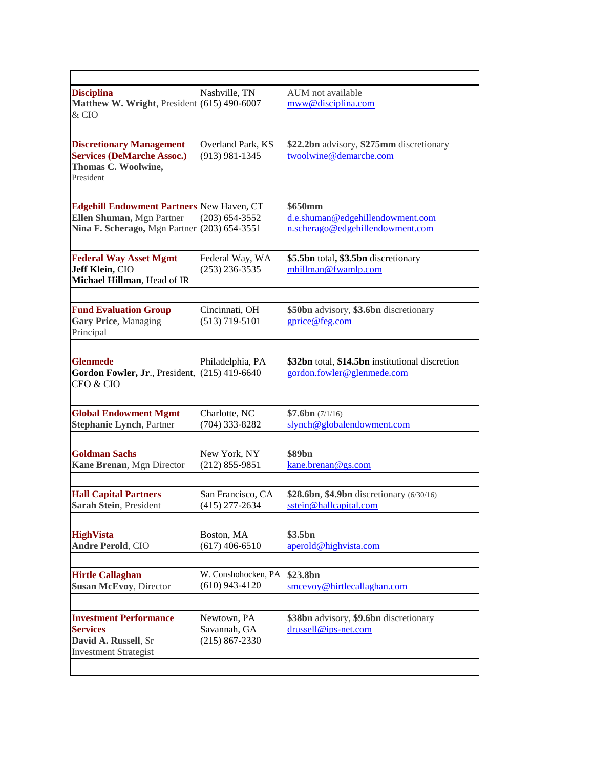| | | |
|---|---|---|
| **Disciplina**<br>**Matthew W. Wright**, President & CIO | Nashville, TN<br>(615) 490-6007 | AUM not available<br>mww@disciplina.com |
| | | |
| **Discretionary Management Services (DeMarche Assoc.)**<br>**Thomas C. Woolwine,** President | Overland Park, KS<br>(913) 981-1345 | **$22.2bn** advisory, **$275mm** discretionary<br>twoolwine@demarche.com |
| | | |
| **Edgehill Endowment Partners**<br>**Ellen Shuman,** Mgn Partner<br>**Nina F. Scherago,** Mgn Partner | New Haven, CT<br>(203) 654-3552<br>(203) 654-3551 | **$650mm**<br>d.e.shuman@edgehillendowment.com<br>n.scherago@edgehillendowment.com |
| | | |
| **Federal Way Asset Mgmt**<br>**Jeff Klein,** CIO<br>**Michael Hillman**, Head of IR | Federal Way, WA<br>(253) 236-3535 | **$5.5bn** total**, $3.5bn** discretionary<br>mhillman@fwamlp.com |
| | | |
| **Fund Evaluation Group**<br>**Gary Price**, Managing Principal | Cincinnati, OH<br>(513) 719-5101 | **$50bn** advisory, **$3.6bn** discretionary<br>gprice@feg.com |
| | | |
| **Glenmede**<br>**Gordon Fowler, Jr**., President, CEO & CIO | Philadelphia, PA<br>(215) 419-6640 | **$32bn** total, **$14.5bn** institutional discretion<br>gordon.fowler@glenmede.com |
| | | |
| **Global Endowment Mgmt**<br>**Stephanie Lynch**, Partner | Charlotte, NC<br>(704) 333-8282 | **$7.6bn** (7/1/16)<br>slynch@globalendowment.com |
| | | |
| **Goldman Sachs**<br>**Kane Brenan**, Mgn Director | New York, NY<br>(212) 855-9851 | **$89bn**<br>kane.brenan@gs.com |
| | | |
| **Hall Capital Partners**<br>**Sarah Stein**, President | San Francisco, CA<br>(415) 277-2634 | **$28.6bn**, **$4.9bn** discretionary (6/30/16)<br>sstein@hallcapital.com |
| | | |
| **HighVista**<br>**Andre Perold**, CIO | Boston, MA<br>(617) 406-6510 | **$3.5bn**<br>aperold@highvista.com |
| | | |
| **Hirtle Callaghan**<br>**Susan McEvoy**, Director | W. Conshohocken, PA<br>(610) 943-4120 | **$23.8bn**<br>smcevoy@hirtlecallaghan.com |
| | | |
| **Investment Performance Services**<br>**David A. Russell**, Sr Investment Strategist | Newtown, PA<br>Savannah, GA<br>(215) 867-2330 | **$38bn** advisory, **$9.6bn** discretionary<br>drussell@ips-net.com |
| | | |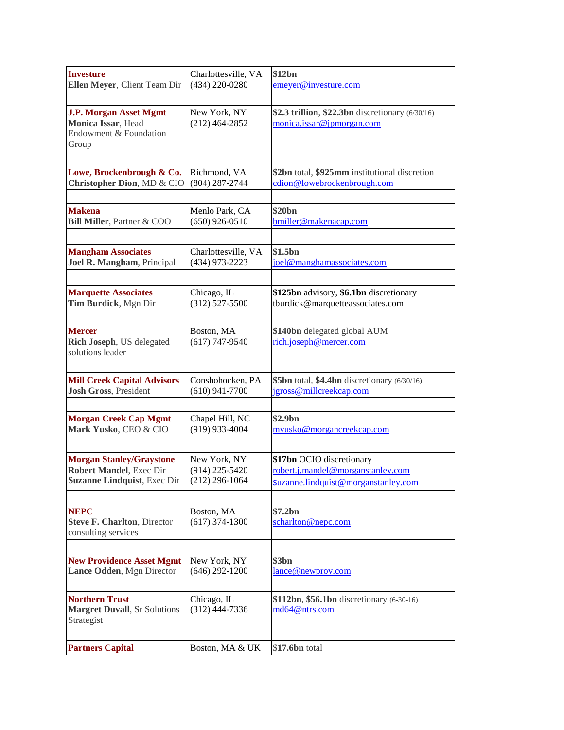| | | |
|---|---|---|
| **Investure**<br>**Ellen Meyer**, Client Team Dir | Charlottesville, VA<br>(434) 220-0280 | **$12bn**<br>emeyer@investure.com |
| | | |
| **J.P. Morgan Asset Mgmt**<br>**Monica Issar**, Head Endowment & Foundation Group | New York, NY<br>(212) 464-2852 | **$2.3 trillion**, **$22.3bn** discretionary (6/30/16)<br>monica.issar@jpmorgan.com |
| | | |
| **Lowe, Brockenbrough & Co.**<br>**Christopher Dion**, MD & CIO | Richmond, VA<br>(804) 287-2744 | **$2bn** total, **$925mm** institutional discretion<br>cdion@lowebrockenbrough.com |
| | | |
| **Makena**<br>**Bill Miller**, Partner & COO | Menlo Park, CA<br>(650) 926-0510 | **$20bn**<br>bmiller@makenacap.com |
| | | |
| **Mangham Associates**<br>**Joel R. Mangham**, Principal | Charlottesville, VA<br>(434) 973-2223 | **$1.5bn**<br>joel@manghamassociates.com |
| | | |
| **Marquette Associates**<br>**Tim Burdick**, Mgn Dir | Chicago, IL<br>(312) 527-5500 | **$125bn** advisory, **$6.1bn** discretionary<br>tburdick@marquetteassociates.com |
| | | |
| **Mercer**<br>**Rich Joseph**, US delegated solutions leader | Boston, MA<br>(617) 747-9540 | **$140bn** delegated global AUM<br>rich.joseph@mercer.com |
| | | |
| **Mill Creek Capital Advisors**<br>**Josh Gross**, President | Conshohocken, PA<br>(610) 941-7700 | **$5bn** total, **$4.4bn** discretionary (6/30/16)<br>jgross@millcreekcap.com |
| | | |
| **Morgan Creek Cap Mgmt**<br>**Mark Yusko**, CEO & CIO | Chapel Hill, NC<br>(919) 933-4004 | **$2.9bn**<br>myusko@morgancreekcap.com |
| | | |
| **Morgan Stanley/Graystone**<br>**Robert Mandel**, Exec Dir<br>**Suzanne Lindquist**, Exec Dir | New York, NY<br>(914) 225-5420<br>(212) 296-1064 | **$17bn** OCIO discretionary<br>robert.j.mandel@morganstanley.com<br>suzanne.lindquist@morganstanley.com |
| | | |
| **NEPC**<br>**Steve F. Charlton**, Director consulting services | Boston, MA<br>(617) 374-1300 | **$7.2bn**<br>scharlton@nepc.com |
| | | |
| **New Providence Asset Mgmt**<br>**Lance Odden**, Mgn Director | New York, NY<br>(646) 292-1200 | **$3bn**<br>lance@newprov.com |
| | | |
| **Northern Trust**<br>**Margret Duvall**, Sr Solutions Strategist | Chicago, IL<br>(312) 444-7336 | **$112bn**, **$56.1bn** discretionary (6-30-16)<br>md64@ntrs.com |
| | | |
| **Partners Capital** | Boston, MA & UK | **$17.6bn** total |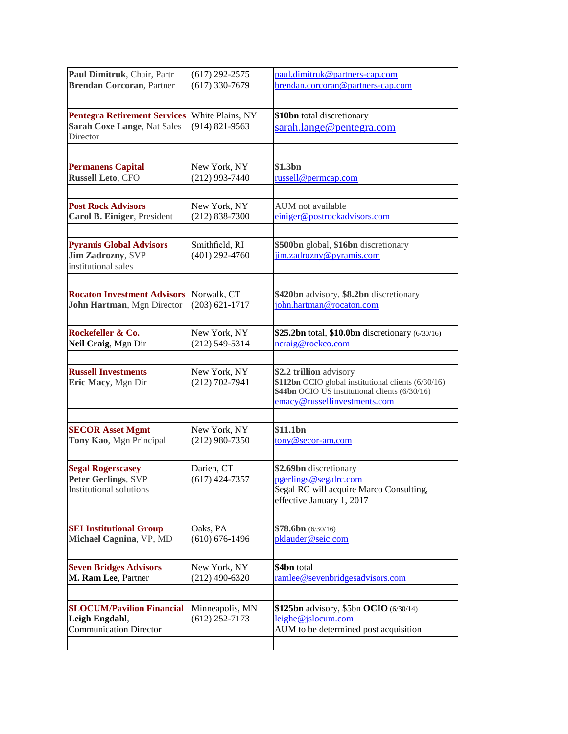| | | |
|---|---|---|
| **Paul Dimitruk**, Chair, Partr<br>**Brendan Corcoran**, Partner | (617) 292-2575<br>(617) 330-7679 | paul.dimitruk@partners-cap.com<br>brendan.corcoran@partners-cap.com |
| | | |
| **Pentegra Retirement Services**<br>**Sarah Coxe Lange**, Nat Sales Director | White Plains, NY<br>(914) 821-9563 | **$10bn** total discretionary<br>sarah.lange@pentegra.com |
| | | |
| **Permanens Capital**<br>**Russell Leto**, CFO | New York, NY<br>(212) 993-7440 | **$1.3bn**<br>russell@permcap.com |
| | | |
| **Post Rock Advisors**<br>**Carol B. Einiger**, President | New York, NY<br>(212) 838-7300 | AUM not available<br>einiger@postrockadvisors.com |
| | | |
| **Pyramis Global Advisors**<br>**Jim Zadrozny**, SVP institutional sales | Smithfield, RI<br>(401) 292-4760 | **$500bn** global, **$16bn** discretionary<br>jim.zadrozny@pyramis.com |
| | | |
| **Rocaton Investment Advisors**<br>**John Hartman**, Mgn Director | Norwalk, CT<br>(203) 621-1717 | **$420bn** advisory, **$8.2bn** discretionary<br>john.hartman@rocaton.com |
| | | |
| **Rockefeller & Co.**<br>**Neil Craig**, Mgn Dir | New York, NY<br>(212) 549-5314 | **$25.2bn** total, **$10.0bn** discretionary (6/30/16)<br>ncraig@rockco.com |
| | | |
| **Russell Investments**<br>**Eric Macy**, Mgn Dir | New York, NY<br>(212) 702-7941 | **$2.2 trillion** advisory<br>**$112bn** OCIO global institutional clients (6/30/16)<br>**$44bn** OCIO US institutional clients (6/30/16)<br>emacy@russellinvestments.com |
| | | |
| **SECOR Asset Mgmt**<br>**Tony Kao**, Mgn Principal | New York, NY<br>(212) 980-7350 | **$11.1bn**<br>tony@secor-am.com |
| | | |
| **Segal Rogerscasey**<br>**Peter Gerlings**, SVP Institutional solutions | Darien, CT<br>(617) 424-7357 | **$2.69bn** discretionary<br>pgerlings@segalrc.com<br>Segal RC will acquire Marco Consulting, effective January 1, 2017 |
| | | |
| **SEI Institutional Group**<br>**Michael Cagnina**, VP, MD | Oaks, PA<br>(610) 676-1496 | **$78.6bn** (6/30/16)<br>pklauder@seic.com |
| | | |
| **Seven Bridges Advisors**<br>**M. Ram Lee**, Partner | New York, NY<br>(212) 490-6320 | **$4bn** total<br>ramlee@sevenbridgesadvisors.com |
| | | |
| **SLOCUM/Pavilion Financial**<br>**Leigh Engdahl**, Communication Director | Minneapolis, MN<br>(612) 252-7173 | **$125bn** advisory, $5bn **OCIO** (6/30/14)<br>leighe@jslocum.com<br>AUM to be determined post acquisition |
| | | |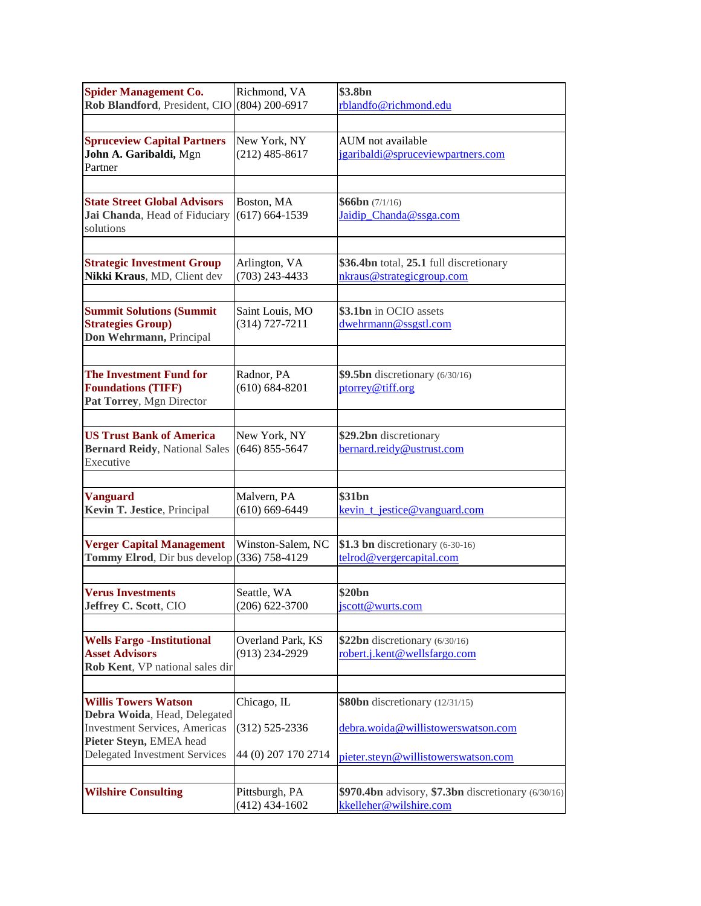| | | |
|---|---|---|
| **Spider Management Co.**<br>**Rob Blandford**, President, CIO | Richmond, VA<br>(804) 200-6917 | **$3.8bn**<br>rblandfo@richmond.edu |
| | | |
| **Spruceview Capital Partners**<br>**John A. Garibaldi,** Mgn Partner | New York, NY<br>(212) 485-8617 | AUM not available<br>jgaribaldi@spruceviewpartners.com |
| | | |
| **State Street Global Advisors**<br>**Jai Chanda**, Head of Fiduciary solutions | Boston, MA<br>(617) 664-1539 | **$66bn** (7/1/16)<br>Jaidip_Chanda@ssga.com |
| | | |
| **Strategic Investment Group**<br>**Nikki Kraus**, MD, Client dev | Arlington, VA<br>(703) 243-4433 | **$36.4bn** total, **25.1** full discretionary<br>nkraus@strategicgroup.com |
| | | |
| **Summit Solutions (Summit Strategies Group)**<br>**Don Wehrmann,** Principal | Saint Louis, MO<br>(314) 727-7211 | **$3.1bn** in OCIO assets<br>dwehrmann@ssgstl.com |
| | | |
| **The Investment Fund for Foundations (TIFF)**<br>**Pat Torrey**, Mgn Director | Radnor, PA<br>(610) 684-8201 | **$9.5bn** discretionary (6/30/16)<br>ptorrey@tiff.org |
| | | |
| **US Trust Bank of America**<br>**Bernard Reidy**, National Sales Executive | New York, NY<br>(646) 855-5647 | **$29.2bn** discretionary<br>bernard.reidy@ustrust.com |
| | | |
| **Vanguard**<br>**Kevin T. Jestice**, Principal | Malvern, PA<br>(610) 669-6449 | **$31bn**<br>kevin_t_jestice@vanguard.com |
| | | |
| **Verger Capital Management**<br>**Tommy Elrod**, Dir bus develop | Winston-Salem, NC<br>(336) 758-4129 | **$1.3 bn** discretionary (6-30-16)<br>telrod@vergercapital.com |
| | | |
| **Verus Investments**<br>**Jeffrey C. Scott**, CIO | Seattle, WA<br>(206) 622-3700 | **$20bn**<br>jscott@wurts.com |
| | | |
| **Wells Fargo -Institutional Asset Advisors**<br>**Rob Kent**, VP national sales dir | Overland Park, KS<br>(913) 234-2929 | **$22bn** discretionary (6/30/16)<br>robert.j.kent@wellsfargo.com |
| | | |
| **Willis Towers Watson**<br>**Debra Woida**, Head, Delegated Investment Services, Americas<br>**Pieter Steyn,** EMEA head Delegated Investment Services | Chicago, IL<br>(312) 525-2336<br>44 (0) 207 170 2714 | **$80bn** discretionary (12/31/15)<br>debra.woida@willistowerswatson.com<br>pieter.steyn@willistowerswatson.com |
| | | |
| **Wilshire Consulting** | Pittsburgh, PA<br>(412) 434-1602 | **$970.4bn** advisory, **$7.3bn** discretionary (6/30/16)<br>kkelleher@wilshire.com |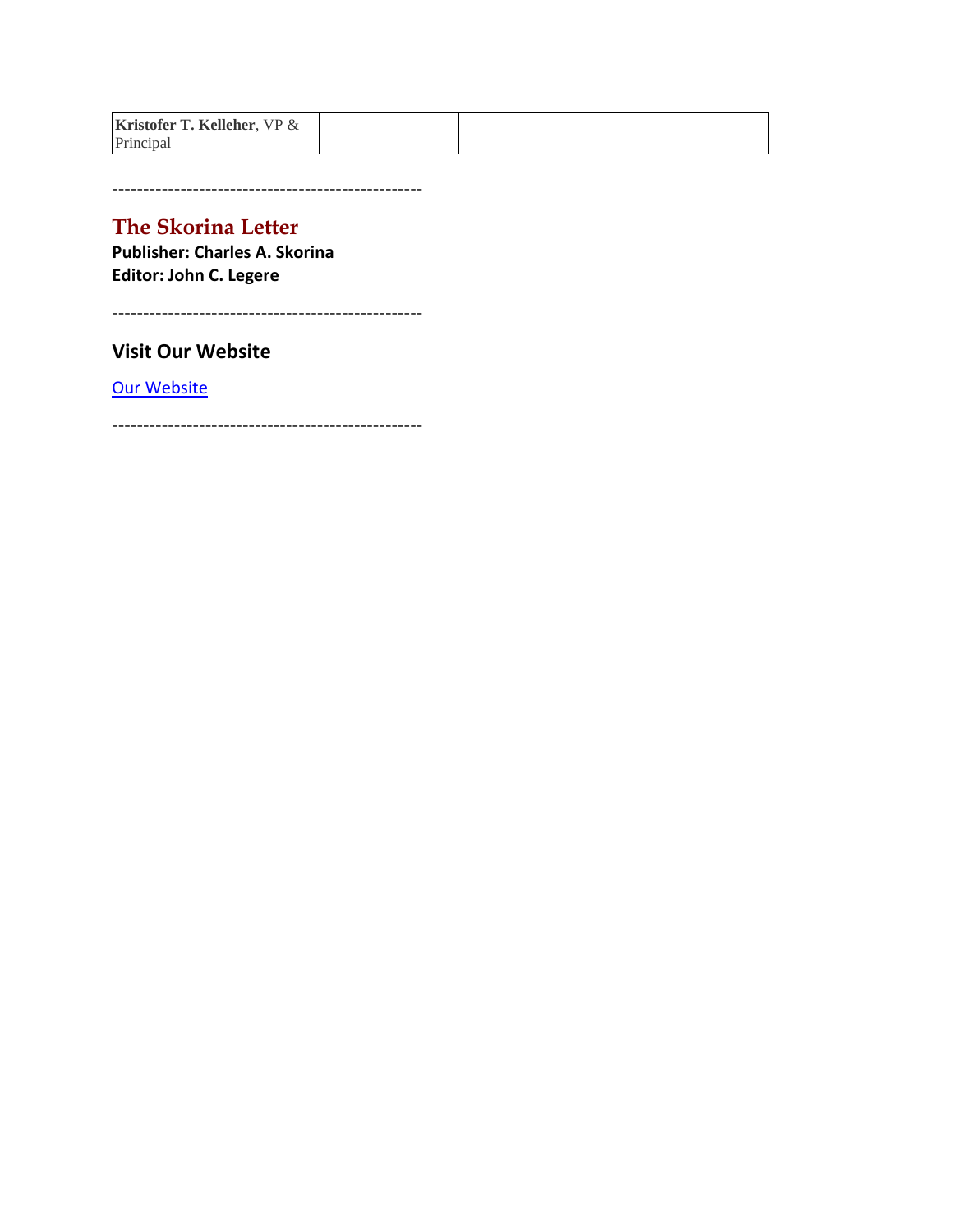| | | |
|---|---|---|
| **Kristofer T. Kelleher**, VP & Principal | | |

-------------------------------------------------

## The Skorina Letter

**Publisher: Charles A. Skorina**
**Editor: John C. Legere**

-------------------------------------------------

### Visit Our Website

Our Website

-------------------------------------------------